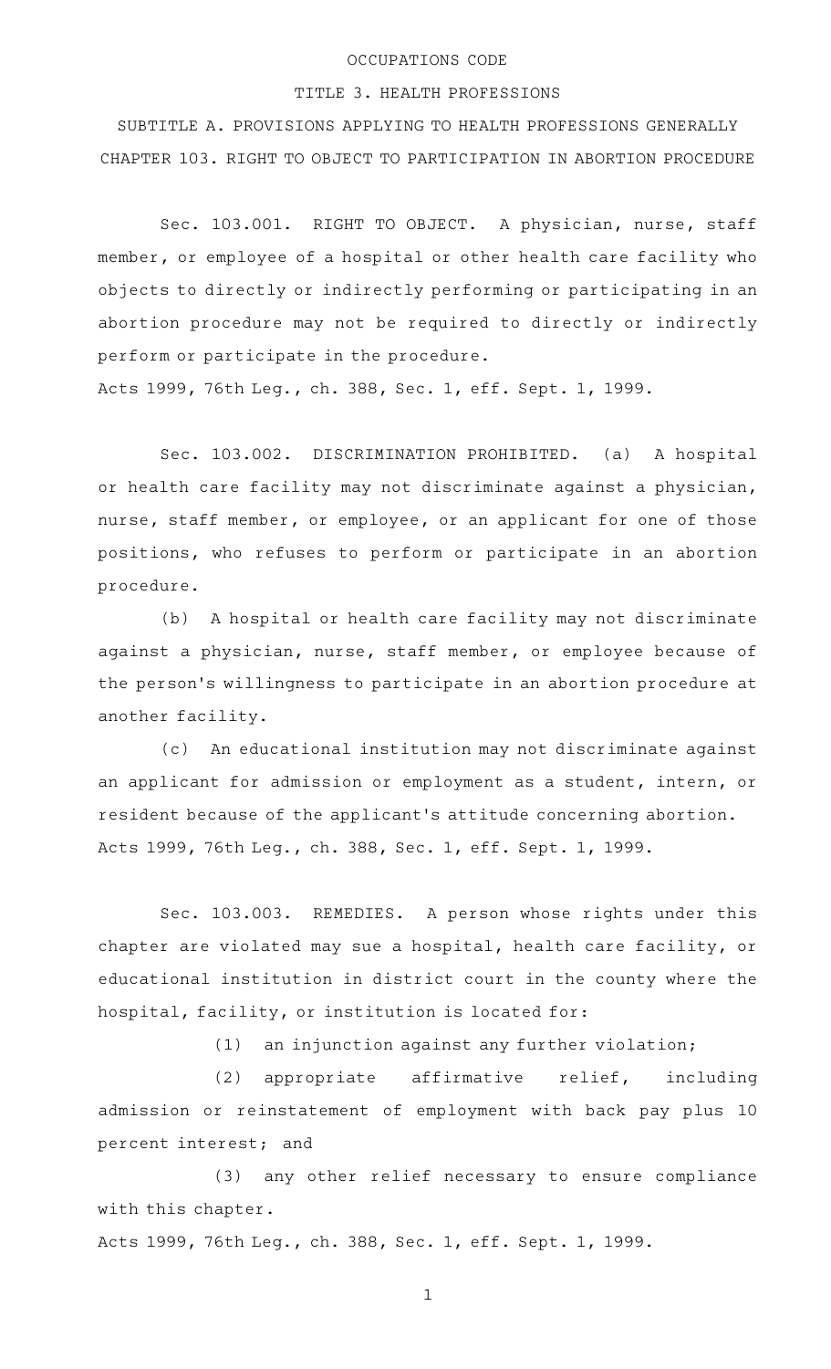# OCCUPATIONS CODE

## TITLE 3. HEALTH PROFESSIONS

## SUBTITLE A. PROVISIONS APPLYING TO HEALTH PROFESSIONS GENERALLY

## CHAPTER 103. RIGHT TO OBJECT TO PARTICIPATION IN ABORTION PROCEDURE

Sec. 103.001. RIGHT TO OBJECT. A physician, nurse, staff member, or employee of a hospital or other health care facility who objects to directly or indirectly performing or participating in an abortion procedure may not be required to directly or indirectly perform or participate in the procedure.

Acts 1999, 76th Leg., ch. 388, Sec. 1, eff. Sept. 1, 1999.

Sec. 103.002. DISCRIMINATION PROHIBITED. (a) A hospital or health care facility may not discriminate against a physician, nurse, staff member, or employee, or an applicant for one of those positions, who refuses to perform or participate in an abortion procedure.

(b) A hospital or health care facility may not discriminate against a physician, nurse, staff member, or employee because of the person's willingness to participate in an abortion procedure at another facility.

(c) An educational institution may not discriminate against an applicant for admission or employment as a student, intern, or resident because of the applicant's attitude concerning abortion.

Acts 1999, 76th Leg., ch. 388, Sec. 1, eff. Sept. 1, 1999.

Sec. 103.003. REMEDIES. A person whose rights under this chapter are violated may sue a hospital, health care facility, or educational institution in district court in the county where the hospital, facility, or institution is located for:

(1) an injunction against any further violation;

(2) appropriate affirmative relief, including admission or reinstatement of employment with back pay plus 10 percent interest; and

(3) any other relief necessary to ensure compliance with this chapter.

Acts 1999, 76th Leg., ch. 388, Sec. 1, eff. Sept. 1, 1999.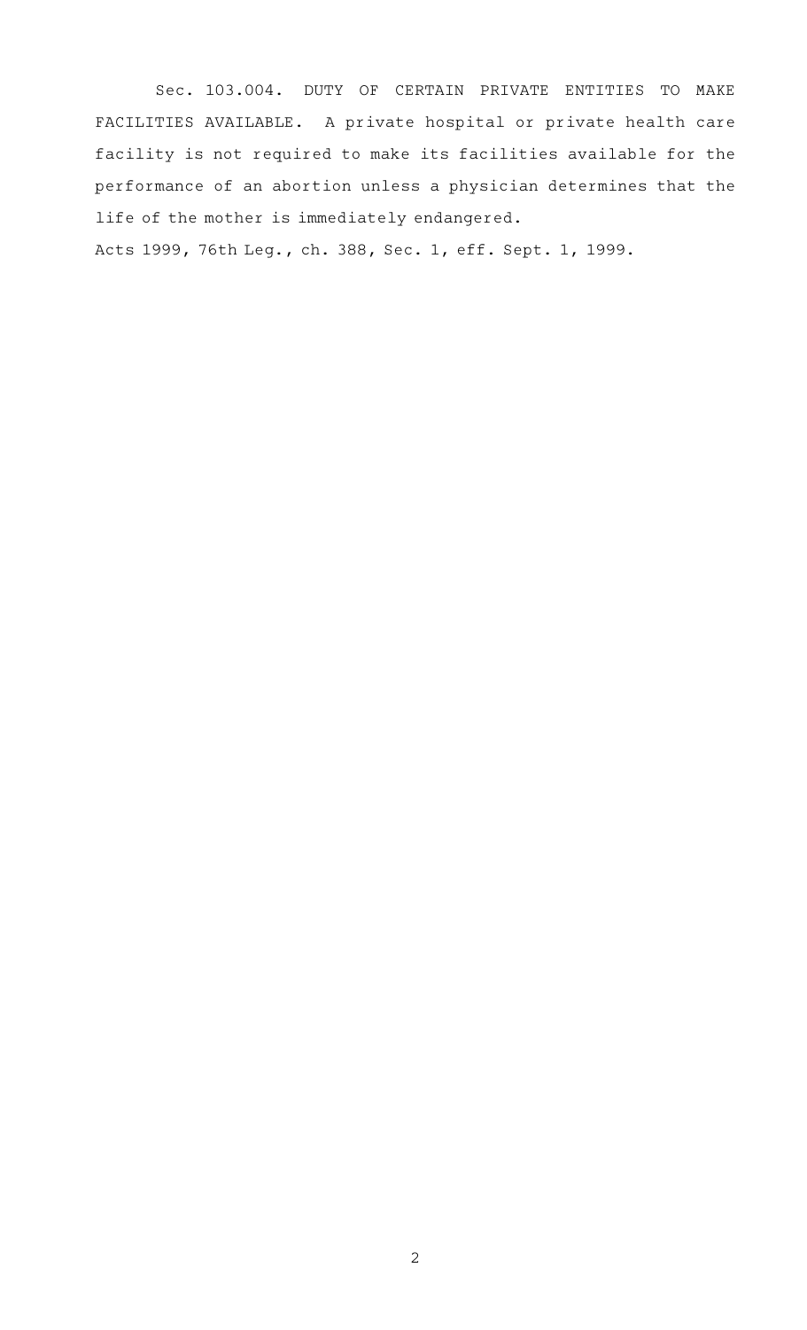Sec. 103.004. DUTY OF CERTAIN PRIVATE ENTITIES TO MAKE FACILITIES AVAILABLE. A private hospital or private health care facility is not required to make its facilities available for the performance of an abortion unless a physician determines that the life of the mother is immediately endangered.

Acts 1999, 76th Leg., ch. 388, Sec. 1, eff. Sept. 1, 1999.